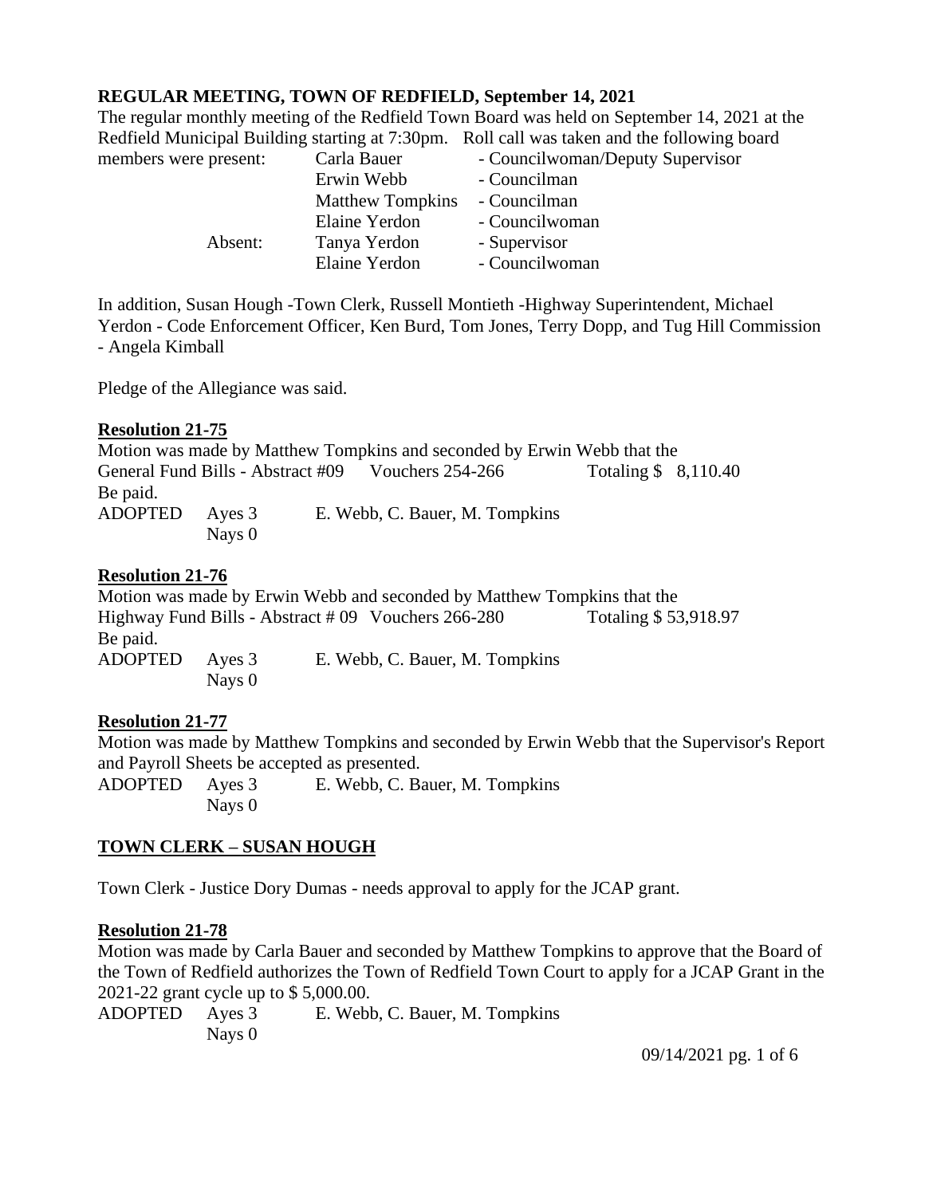**REGULAR MEETING, TOWN OF REDFIELD, September 14, 2021**

The regular monthly meeting of the Redfield Town Board was held on September 14, 2021 at the Redfield Municipal Building starting at 7:30pm. Roll call was taken and the following board members were present:

| | | |
|---|---|---|
| members were present: | Carla Bauer | - Councilwoman/Deputy Supervisor |
| | Erwin Webb | - Councilman |
| | Matthew Tompkins | - Councilman |
| | Elaine Yerdon | - Councilwoman |
| Absent: | Tanya Yerdon | - Supervisor |
| | Elaine Yerdon | - Councilwoman |

In addition, Susan Hough -Town Clerk, Russell Montieth -Highway Superintendent, Michael Yerdon - Code Enforcement Officer, Ken Burd, Tom Jones, Terry Dopp, and Tug Hill Commission - Angela Kimball

Pledge of the Allegiance was said.

**Resolution 21-75**

Motion was made by Matthew Tompkins and seconded by Erwin Webb that the General Fund Bills - Abstract #09 Vouchers 254-266 Totaling $ 8,110.40 Be paid.

ADOPTED Ayes 3 E. Webb, C. Bauer, M. Tompkins
Nays 0

**Resolution 21-76**

Motion was made by Erwin Webb and seconded by Matthew Tompkins that the Highway Fund Bills - Abstract # 09 Vouchers 266-280 Totaling $ 53,918.97 Be paid.

ADOPTED Ayes 3 E. Webb, C. Bauer, M. Tompkins
Nays 0

**Resolution 21-77**

Motion was made by Matthew Tompkins and seconded by Erwin Webb that the Supervisor's Report and Payroll Sheets be accepted as presented.

ADOPTED Ayes 3 E. Webb, C. Bauer, M. Tompkins
Nays 0

**TOWN CLERK – SUSAN HOUGH**

Town Clerk - Justice Dory Dumas - needs approval to apply for the JCAP grant.

**Resolution 21-78**

Motion was made by Carla Bauer and seconded by Matthew Tompkins to approve that the Board of the Town of Redfield authorizes the Town of Redfield Town Court to apply for a JCAP Grant in the 2021-22 grant cycle up to $ 5,000.00.

ADOPTED Ayes 3 E. Webb, C. Bauer, M. Tompkins
Nays 0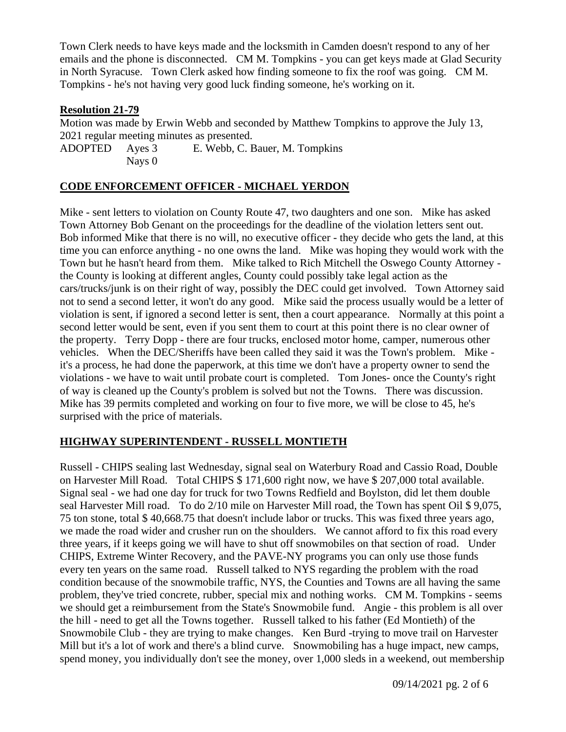Town Clerk needs to have keys made and the locksmith in Camden doesn't respond to any of her emails and the phone is disconnected. CM M. Tompkins - you can get keys made at Glad Security in North Syracuse. Town Clerk asked how finding someone to fix the roof was going. CM M. Tompkins - he's not having very good luck finding someone, he's working on it.

**Resolution 21-79**

Motion was made by Erwin Webb and seconded by Matthew Tompkins to approve the July 13, 2021 regular meeting minutes as presented.

ADOPTED Ayes 3 E. Webb, C. Bauer, M. Tompkins
Nays 0

## CODE ENFORCEMENT OFFICER - MICHAEL YERDON

Mike - sent letters to violation on County Route 47, two daughters and one son. Mike has asked Town Attorney Bob Genant on the proceedings for the deadline of the violation letters sent out. Bob informed Mike that there is no will, no executive officer - they decide who gets the land, at this time you can enforce anything - no one owns the land. Mike was hoping they would work with the Town but he hasn't heard from them. Mike talked to Rich Mitchell the Oswego County Attorney - the County is looking at different angles, County could possibly take legal action as the cars/trucks/junk is on their right of way, possibly the DEC could get involved. Town Attorney said not to send a second letter, it won't do any good. Mike said the process usually would be a letter of violation is sent, if ignored a second letter is sent, then a court appearance. Normally at this point a second letter would be sent, even if you sent them to court at this point there is no clear owner of the property. Terry Dopp - there are four trucks, enclosed motor home, camper, numerous other vehicles. When the DEC/Sheriffs have been called they said it was the Town's problem. Mike - it's a process, he had done the paperwork, at this time we don't have a property owner to send the violations - we have to wait until probate court is completed. Tom Jones- once the County's right of way is cleaned up the County's problem is solved but not the Towns. There was discussion. Mike has 39 permits completed and working on four to five more, we will be close to 45, he's surprised with the price of materials.

## HIGHWAY SUPERINTENDENT - RUSSELL MONTIETH

Russell - CHIPS sealing last Wednesday, signal seal on Waterbury Road and Cassio Road, Double on Harvester Mill Road. Total CHIPS $ 171,600 right now, we have $ 207,000 total available. Signal seal - we had one day for truck for two Towns Redfield and Boylston, did let them double seal Harvester Mill road. To do 2/10 mile on Harvester Mill road, the Town has spent Oil $ 9,075, 75 ton stone, total $ 40,668.75 that doesn't include labor or trucks. This was fixed three years ago, we made the road wider and crusher run on the shoulders. We cannot afford to fix this road every three years, if it keeps going we will have to shut off snowmobiles on that section of road. Under CHIPS, Extreme Winter Recovery, and the PAVE-NY programs you can only use those funds every ten years on the same road. Russell talked to NYS regarding the problem with the road condition because of the snowmobile traffic, NYS, the Counties and Towns are all having the same problem, they've tried concrete, rubber, special mix and nothing works. CM M. Tompkins - seems we should get a reimbursement from the State's Snowmobile fund. Angie - this problem is all over the hill - need to get all the Towns together. Russell talked to his father (Ed Montieth) of the Snowmobile Club - they are trying to make changes. Ken Burd -trying to move trail on Harvester Mill but it's a lot of work and there's a blind curve. Snowmobiling has a huge impact, new camps, spend money, you individually don't see the money, over 1,000 sleds in a weekend, out membership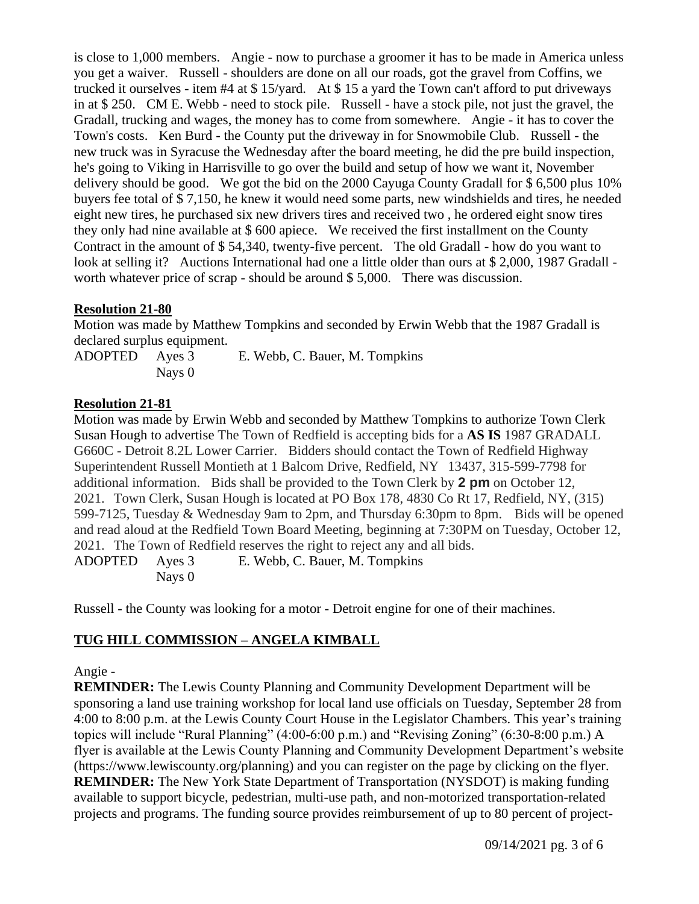is close to 1,000 members. Angie - now to purchase a groomer it has to be made in America unless you get a waiver. Russell - shoulders are done on all our roads, got the gravel from Coffins, we trucked it ourselves - item #4 at $ 15/yard. At $ 15 a yard the Town can't afford to put driveways in at $ 250. CM E. Webb - need to stock pile. Russell - have a stock pile, not just the gravel, the Gradall, trucking and wages, the money has to come from somewhere. Angie - it has to cover the Town's costs. Ken Burd - the County put the driveway in for Snowmobile Club. Russell - the new truck was in Syracuse the Wednesday after the board meeting, he did the pre build inspection, he's going to Viking in Harrisville to go over the build and setup of how we want it, November delivery should be good. We got the bid on the 2000 Cayuga County Gradall for $ 6,500 plus 10% buyers fee total of $ 7,150, he knew it would need some parts, new windshields and tires, he needed eight new tires, he purchased six new drivers tires and received two , he ordered eight snow tires they only had nine available at $ 600 apiece. We received the first installment on the County Contract in the amount of $ 54,340, twenty-five percent. The old Gradall - how do you want to look at selling it? Auctions International had one a little older than ours at $ 2,000, 1987 Gradall - worth whatever price of scrap - should be around $ 5,000. There was discussion.

**Resolution 21-80**

Motion was made by Matthew Tompkins and seconded by Erwin Webb that the 1987 Gradall is declared surplus equipment.

ADOPTED Ayes 3 E. Webb, C. Bauer, M. Tompkins
Nays 0

**Resolution 21-81**

Motion was made by Erwin Webb and seconded by Matthew Tompkins to authorize Town Clerk Susan Hough to advertise The Town of Redfield is accepting bids for a **AS IS** 1987 GRADALL G660C - Detroit 8.2L Lower Carrier. Bidders should contact the Town of Redfield Highway Superintendent Russell Montieth at 1 Balcom Drive, Redfield, NY 13437, 315-599-7798 for additional information. Bids shall be provided to the Town Clerk by **2 pm** on October 12, 2021. Town Clerk, Susan Hough is located at PO Box 178, 4830 Co Rt 17, Redfield, NY, (315) 599-7125, Tuesday & Wednesday 9am to 2pm, and Thursday 6:30pm to 8pm. Bids will be opened and read aloud at the Redfield Town Board Meeting, beginning at 7:30PM on Tuesday, October 12, 2021. The Town of Redfield reserves the right to reject any and all bids.

ADOPTED Ayes 3 E. Webb, C. Bauer, M. Tompkins
Nays 0

Russell - the County was looking for a motor - Detroit engine for one of their machines.

## TUG HILL COMMISSION – ANGELA KIMBALL

Angie -

**REMINDER:** The Lewis County Planning and Community Development Department will be sponsoring a land use training workshop for local land use officials on Tuesday, September 28 from 4:00 to 8:00 p.m. at the Lewis County Court House in the Legislator Chambers. This year's training topics will include "Rural Planning" (4:00-6:00 p.m.) and "Revising Zoning" (6:30-8:00 p.m.) A flyer is available at the Lewis County Planning and Community Development Department's website (https://www.lewiscounty.org/planning) and you can register on the page by clicking on the flyer.

**REMINDER:** The New York State Department of Transportation (NYSDOT) is making funding available to support bicycle, pedestrian, multi-use path, and non-motorized transportation-related projects and programs. The funding source provides reimbursement of up to 80 percent of project-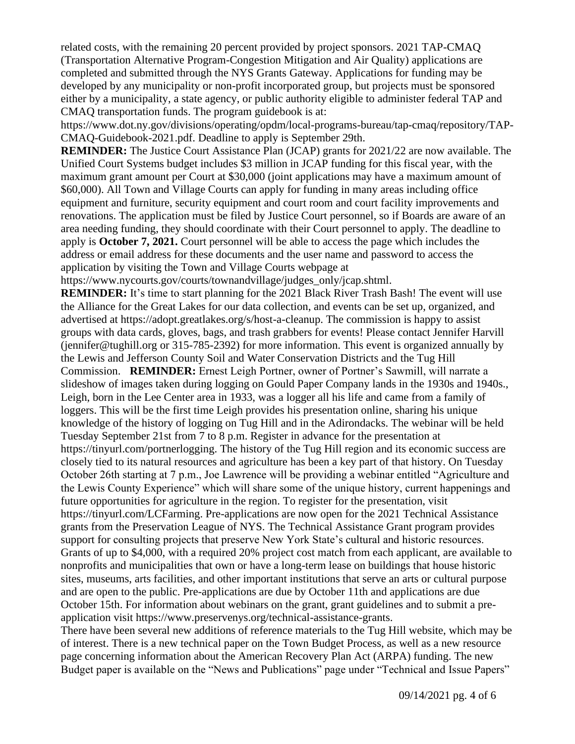related costs, with the remaining 20 percent provided by project sponsors. 2021 TAP-CMAQ (Transportation Alternative Program-Congestion Mitigation and Air Quality) applications are completed and submitted through the NYS Grants Gateway. Applications for funding may be developed by any municipality or non-profit incorporated group, but projects must be sponsored either by a municipality, a state agency, or public authority eligible to administer federal TAP and CMAQ transportation funds. The program guidebook is at: https://www.dot.ny.gov/divisions/operating/opdm/local-programs-bureau/tap-cmaq/repository/TAP-CMAQ-Guidebook-2021.pdf. Deadline to apply is September 29th.

**REMINDER:** The Justice Court Assistance Plan (JCAP) grants for 2021/22 are now available. The Unified Court Systems budget includes $3 million in JCAP funding for this fiscal year, with the maximum grant amount per Court at $30,000 (joint applications may have a maximum amount of $60,000). All Town and Village Courts can apply for funding in many areas including office equipment and furniture, security equipment and court room and court facility improvements and renovations. The application must be filed by Justice Court personnel, so if Boards are aware of an area needing funding, they should coordinate with their Court personnel to apply. The deadline to apply is **October 7, 2021.** Court personnel will be able to access the page which includes the address or email address for these documents and the user name and password to access the application by visiting the Town and Village Courts webpage at https://www.nycourts.gov/courts/townandvillage/judges_only/jcap.shtml.

**REMINDER:** It's time to start planning for the 2021 Black River Trash Bash! The event will use the Alliance for the Great Lakes for our data collection, and events can be set up, organized, and advertised at https://adopt.greatlakes.org/s/host-a-cleanup. The commission is happy to assist groups with data cards, gloves, bags, and trash grabbers for events! Please contact Jennifer Harvill (jennifer@tughill.org or 315-785-2392) for more information. This event is organized annually by the Lewis and Jefferson County Soil and Water Conservation Districts and the Tug Hill Commission. **REMINDER:** Ernest Leigh Portner, owner of Portner's Sawmill, will narrate a slideshow of images taken during logging on Gould Paper Company lands in the 1930s and 1940s., Leigh, born in the Lee Center area in 1933, was a logger all his life and came from a family of loggers. This will be the first time Leigh provides his presentation online, sharing his unique knowledge of the history of logging on Tug Hill and in the Adirondacks. The webinar will be held Tuesday September 21st from 7 to 8 p.m. Register in advance for the presentation at https://tinyurl.com/portnerlogging. The history of the Tug Hill region and its economic success are closely tied to its natural resources and agriculture has been a key part of that history. On Tuesday October 26th starting at 7 p.m., Joe Lawrence will be providing a webinar entitled "Agriculture and the Lewis County Experience" which will share some of the unique history, current happenings and future opportunities for agriculture in the region. To register for the presentation, visit https://tinyurl.com/LCFarming. Pre-applications are now open for the 2021 Technical Assistance grants from the Preservation League of NYS. The Technical Assistance Grant program provides support for consulting projects that preserve New York State's cultural and historic resources. Grants of up to $4,000, with a required 20% project cost match from each applicant, are available to nonprofits and municipalities that own or have a long-term lease on buildings that house historic sites, museums, arts facilities, and other important institutions that serve an arts or cultural purpose and are open to the public. Pre-applications are due by October 11th and applications are due October 15th. For information about webinars on the grant, grant guidelines and to submit a pre-application visit https://www.preservenys.org/technical-assistance-grants.

There have been several new additions of reference materials to the Tug Hill website, which may be of interest. There is a new technical paper on the Town Budget Process, as well as a new resource page concerning information about the American Recovery Plan Act (ARPA) funding. The new Budget paper is available on the "News and Publications" page under "Technical and Issue Papers"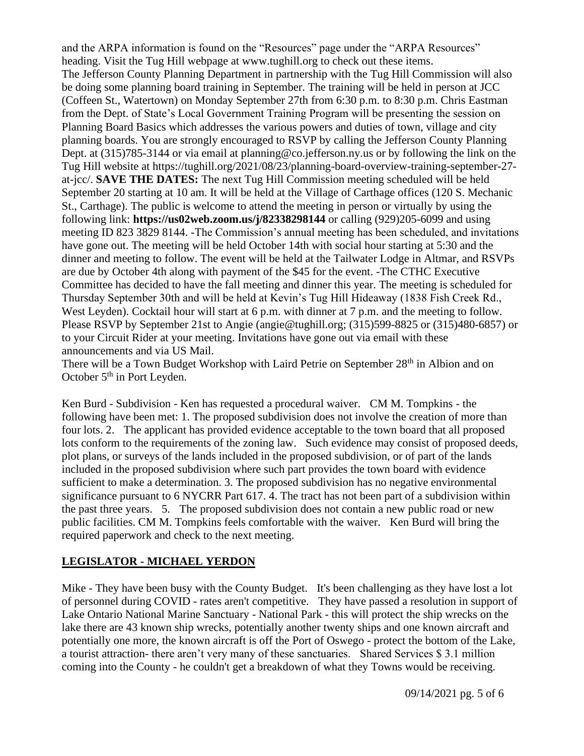and the ARPA information is found on the "Resources" page under the "ARPA Resources" heading. Visit the Tug Hill webpage at www.tughill.org to check out these items.
The Jefferson County Planning Department in partnership with the Tug Hill Commission will also be doing some planning board training in September. The training will be held in person at JCC (Coffeen St., Watertown) on Monday September 27th from 6:30 p.m. to 8:30 p.m. Chris Eastman from the Dept. of State's Local Government Training Program will be presenting the session on Planning Board Basics which addresses the various powers and duties of town, village and city planning boards. You are strongly encouraged to RSVP by calling the Jefferson County Planning Dept. at (315)785-3144 or via email at planning@co.jefferson.ny.us or by following the link on the Tug Hill website at https://tughill.org/2021/08/23/planning-board-overview-training-september-27-at-jcc/. **SAVE THE DATES:** The next Tug Hill Commission meeting scheduled will be held September 20 starting at 10 am. It will be held at the Village of Carthage offices (120 S. Mechanic St., Carthage). The public is welcome to attend the meeting in person or virtually by using the following link: **https://us02web.zoom.us/j/82338298144** or calling (929)205-6099 and using meeting ID 823 3829 8144. -The Commission's annual meeting has been scheduled, and invitations have gone out. The meeting will be held October 14th with social hour starting at 5:30 and the dinner and meeting to follow. The event will be held at the Tailwater Lodge in Altmar, and RSVPs are due by October 4th along with payment of the $45 for the event. -The CTHC Executive Committee has decided to have the fall meeting and dinner this year. The meeting is scheduled for Thursday September 30th and will be held at Kevin's Tug Hill Hideaway (1838 Fish Creek Rd., West Leyden). Cocktail hour will start at 6 p.m. with dinner at 7 p.m. and the meeting to follow. Please RSVP by September 21st to Angie (angie@tughill.org; (315)599-8825 or (315)480-6857) or to your Circuit Rider at your meeting. Invitations have gone out via email with these announcements and via US Mail.
There will be a Town Budget Workshop with Laird Petrie on September 28th in Albion and on October 5th in Port Leyden.

Ken Burd - Subdivision - Ken has requested a procedural waiver. CM M. Tompkins - the following have been met: 1. The proposed subdivision does not involve the creation of more than four lots. 2. The applicant has provided evidence acceptable to the town board that all proposed lots conform to the requirements of the zoning law. Such evidence may consist of proposed deeds, plot plans, or surveys of the lands included in the proposed subdivision, or of part of the lands included in the proposed subdivision where such part provides the town board with evidence sufficient to make a determination. 3. The proposed subdivision has no negative environmental significance pursuant to 6 NYCRR Part 617. 4. The tract has not been part of a subdivision within the past three years. 5. The proposed subdivision does not contain a new public road or new public facilities. CM M. Tompkins feels comfortable with the waiver. Ken Burd will bring the required paperwork and check to the next meeting.

## LEGISLATOR - MICHAEL YERDON

Mike - They have been busy with the County Budget. It's been challenging as they have lost a lot of personnel during COVID - rates aren't competitive. They have passed a resolution in support of Lake Ontario National Marine Sanctuary - National Park - this will protect the ship wrecks on the lake there are 43 known ship wrecks, potentially another twenty ships and one known aircraft and potentially one more, the known aircraft is off the Port of Oswego - protect the bottom of the Lake, a tourist attraction- there aren't very many of these sanctuaries. Shared Services $ 3.1 million coming into the County - he couldn't get a breakdown of what they Towns would be receiving.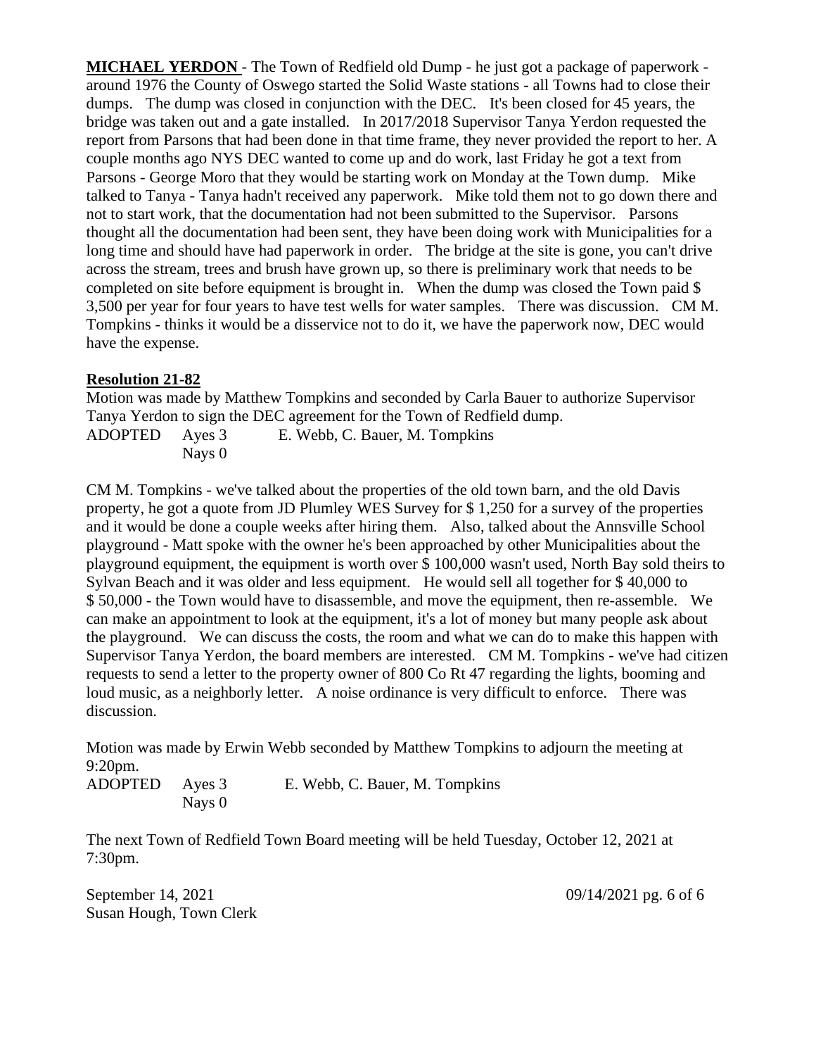**MICHAEL YERDON** - The Town of Redfield old Dump - he just got a package of paperwork - around 1976 the County of Oswego started the Solid Waste stations - all Towns had to close their dumps. The dump was closed in conjunction with the DEC. It's been closed for 45 years, the bridge was taken out and a gate installed. In 2017/2018 Supervisor Tanya Yerdon requested the report from Parsons that had been done in that time frame, they never provided the report to her. A couple months ago NYS DEC wanted to come up and do work, last Friday he got a text from Parsons - George Moro that they would be starting work on Monday at the Town dump. Mike talked to Tanya - Tanya hadn't received any paperwork. Mike told them not to go down there and not to start work, that the documentation had not been submitted to the Supervisor. Parsons thought all the documentation had been sent, they have been doing work with Municipalities for a long time and should have had paperwork in order. The bridge at the site is gone, you can't drive across the stream, trees and brush have grown up, so there is preliminary work that needs to be completed on site before equipment is brought in. When the dump was closed the Town paid $ 3,500 per year for four years to have test wells for water samples. There was discussion. CM M. Tompkins - thinks it would be a disservice not to do it, we have the paperwork now, DEC would have the expense.

**Resolution 21-82**

Motion was made by Matthew Tompkins and seconded by Carla Bauer to authorize Supervisor Tanya Yerdon to sign the DEC agreement for the Town of Redfield dump.

ADOPTED Ayes 3 E. Webb, C. Bauer, M. Tompkins
Nays 0

CM M. Tompkins - we've talked about the properties of the old town barn, and the old Davis property, he got a quote from JD Plumley WES Survey for $ 1,250 for a survey of the properties and it would be done a couple weeks after hiring them. Also, talked about the Annsville School playground - Matt spoke with the owner he's been approached by other Municipalities about the playground equipment, the equipment is worth over $ 100,000 wasn't used, North Bay sold theirs to Sylvan Beach and it was older and less equipment. He would sell all together for $ 40,000 to $ 50,000 - the Town would have to disassemble, and move the equipment, then re-assemble. We can make an appointment to look at the equipment, it's a lot of money but many people ask about the playground. We can discuss the costs, the room and what we can do to make this happen with Supervisor Tanya Yerdon, the board members are interested. CM M. Tompkins - we've had citizen requests to send a letter to the property owner of 800 Co Rt 47 regarding the lights, booming and loud music, as a neighborly letter. A noise ordinance is very difficult to enforce. There was discussion.

Motion was made by Erwin Webb seconded by Matthew Tompkins to adjourn the meeting at 9:20pm.

ADOPTED Ayes 3 E. Webb, C. Bauer, M. Tompkins
Nays 0

The next Town of Redfield Town Board meeting will be held Tuesday, October 12, 2021 at 7:30pm.

September 14, 2021
Susan Hough, Town Clerk